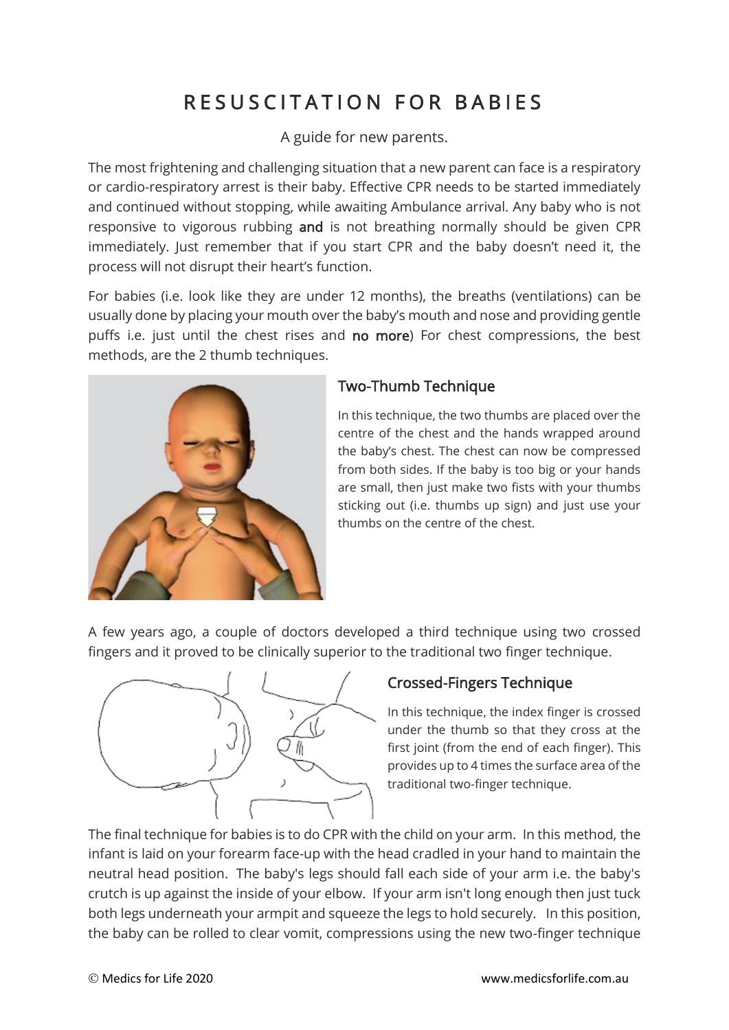# RESUSCITATION FOR BABIES

A guide for new parents.

The most frightening and challenging situation that a new parent can face is a respiratory or cardio-respiratory arrest is their baby. Effective CPR needs to be started immediately and continued without stopping, while awaiting Ambulance arrival. Any baby who is not responsive to vigorous rubbing **and** is not breathing normally should be given CPR immediately. Just remember that if you start CPR and the baby doesn't need it, the process will not disrupt their heart's function.

For babies (i.e. look like they are under 12 months), the breaths (ventilations) can be usually done by placing your mouth over the baby's mouth and nose and providing gentle puffs i.e. just until the chest rises and **no more**) For chest compressions, the best methods, are the 2 thumb techniques.

## Two-Thumb Technique

In this technique, the two thumbs are placed over the centre of the chest and the hands wrapped around the baby's chest. The chest can now be compressed from both sides. If the baby is too big or your hands are small, then just make two fists with your thumbs sticking out (i.e. thumbs up sign) and just use your thumbs on the centre of the chest.

A few years ago, a couple of doctors developed a third technique using two crossed fingers and it proved to be clinically superior to the traditional two finger technique.

## Crossed-Fingers Technique

In this technique, the index finger is crossed under the thumb so that they cross at the first joint (from the end of each finger). This provides up to 4 times the surface area of the traditional two-finger technique.

The final technique for babies is to do CPR with the child on your arm. In this method, the infant is laid on your forearm face-up with the head cradled in your hand to maintain the neutral head position. The baby's legs should fall each side of your arm i.e. the baby's crutch is up against the inside of your elbow. If your arm isn't long enough then just tuck both legs underneath your armpit and squeeze the legs to hold securely. In this position, the baby can be rolled to clear vomit, compressions using the new two-finger technique

© Medics for Life 2020 www.medicsforlife.com.au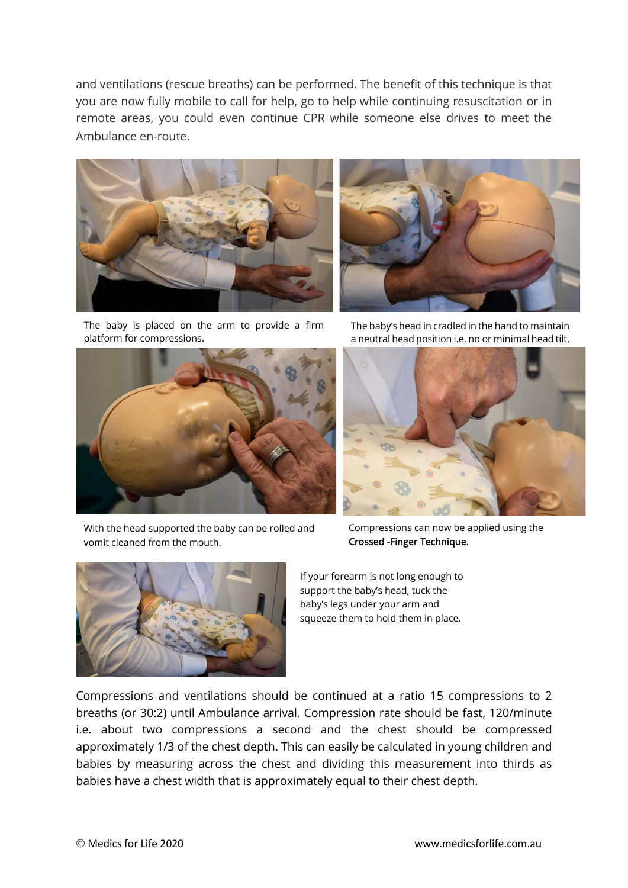and ventilations (rescue breaths) can be performed. The benefit of this technique is that you are now fully mobile to call for help, go to help while continuing resuscitation or in remote areas, you could even continue CPR while someone else drives to meet the Ambulance en-route.

The baby is placed on the arm to provide a firm platform for compressions.

The baby's head in cradled in the hand to maintain a neutral head position i.e. no or minimal head tilt.

With the head supported the baby can be rolled and vomit cleaned from the mouth.

Compressions can now be applied using the **Crossed -Finger Technique.**

If your forearm is not long enough to support the baby's head, tuck the baby's legs under your arm and squeeze them to hold them in place.

Compressions and ventilations should be continued at a ratio 15 compressions to 2 breaths (or 30:2) until Ambulance arrival. Compression rate should be fast, 120/minute i.e. about two compressions a second and the chest should be compressed approximately 1/3 of the chest depth. This can easily be calculated in young children and babies by measuring across the chest and dividing this measurement into thirds as babies have a chest width that is approximately equal to their chest depth.

© Medics for Life 2020 www.medicsforlife.com.au